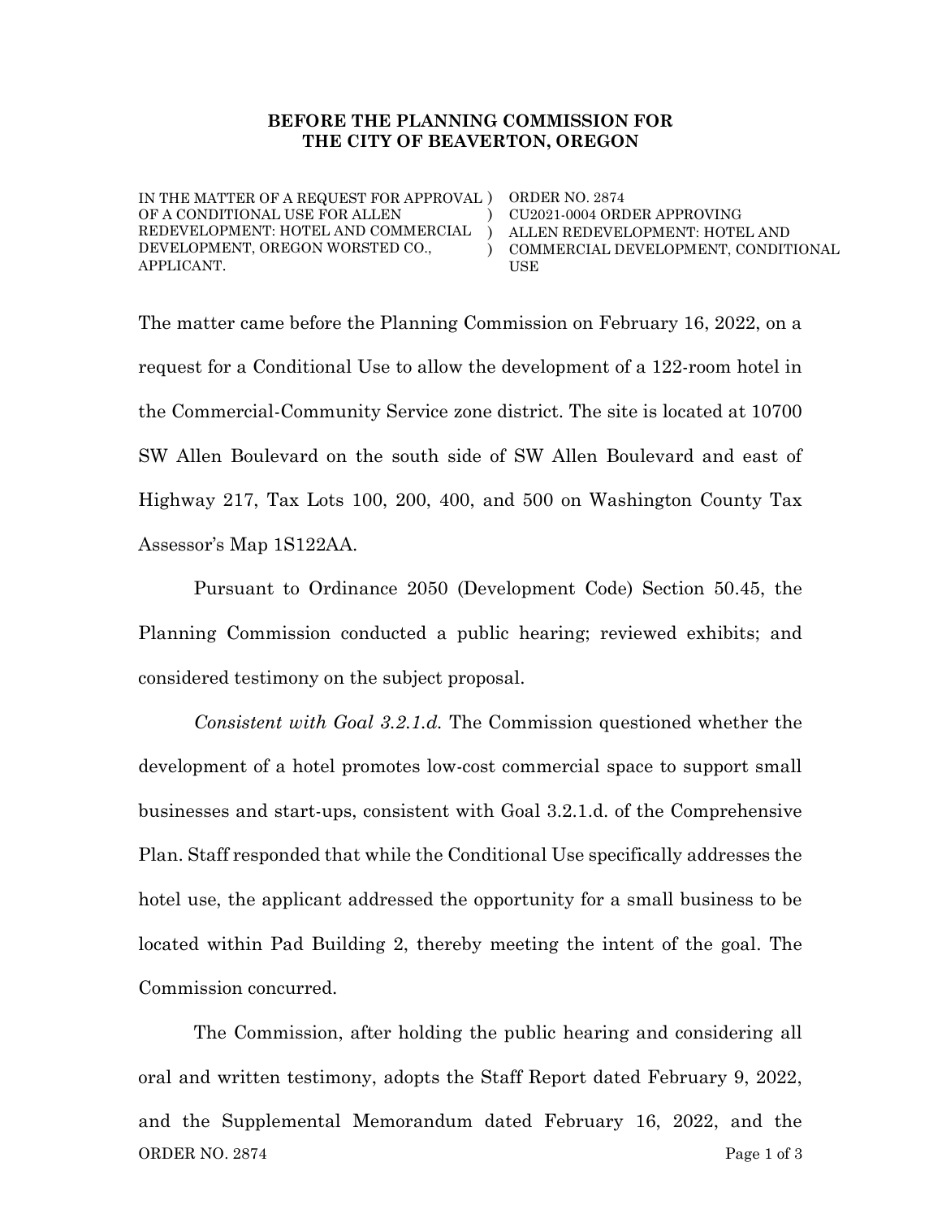**BEFORE THE PLANNING COMMISSION FOR**
**THE CITY OF BEAVERTON, OREGON**

| | | |
|---|---|---|
| IN THE MATTER OF A REQUEST FOR APPROVAL OF A CONDITIONAL USE FOR ALLEN REDEVELOPMENT: HOTEL AND COMMERCIAL DEVELOPMENT, OREGON WORSTED CO., APPLICANT. | ) ) ) ) | ORDER NO. 2874 CU2021-0004 ORDER APPROVING ALLEN REDEVELOPMENT: HOTEL AND COMMERCIAL DEVELOPMENT, CONDITIONAL USE |

The matter came before the Planning Commission on February 16, 2022, on a request for a Conditional Use to allow the development of a 122-room hotel in the Commercial-Community Service zone district. The site is located at 10700 SW Allen Boulevard on the south side of SW Allen Boulevard and east of Highway 217, Tax Lots 100, 200, 400, and 500 on Washington County Tax Assessor's Map 1S122AA.

Pursuant to Ordinance 2050 (Development Code) Section 50.45, the Planning Commission conducted a public hearing; reviewed exhibits; and considered testimony on the subject proposal.

*Consistent with Goal 3.2.1.d.* The Commission questioned whether the development of a hotel promotes low-cost commercial space to support small businesses and start-ups, consistent with Goal 3.2.1.d. of the Comprehensive Plan. Staff responded that while the Conditional Use specifically addresses the hotel use, the applicant addressed the opportunity for a small business to be located within Pad Building 2, thereby meeting the intent of the goal. The Commission concurred.

The Commission, after holding the public hearing and considering all oral and written testimony, adopts the Staff Report dated February 9, 2022, and the Supplemental Memorandum dated February 16, 2022, and the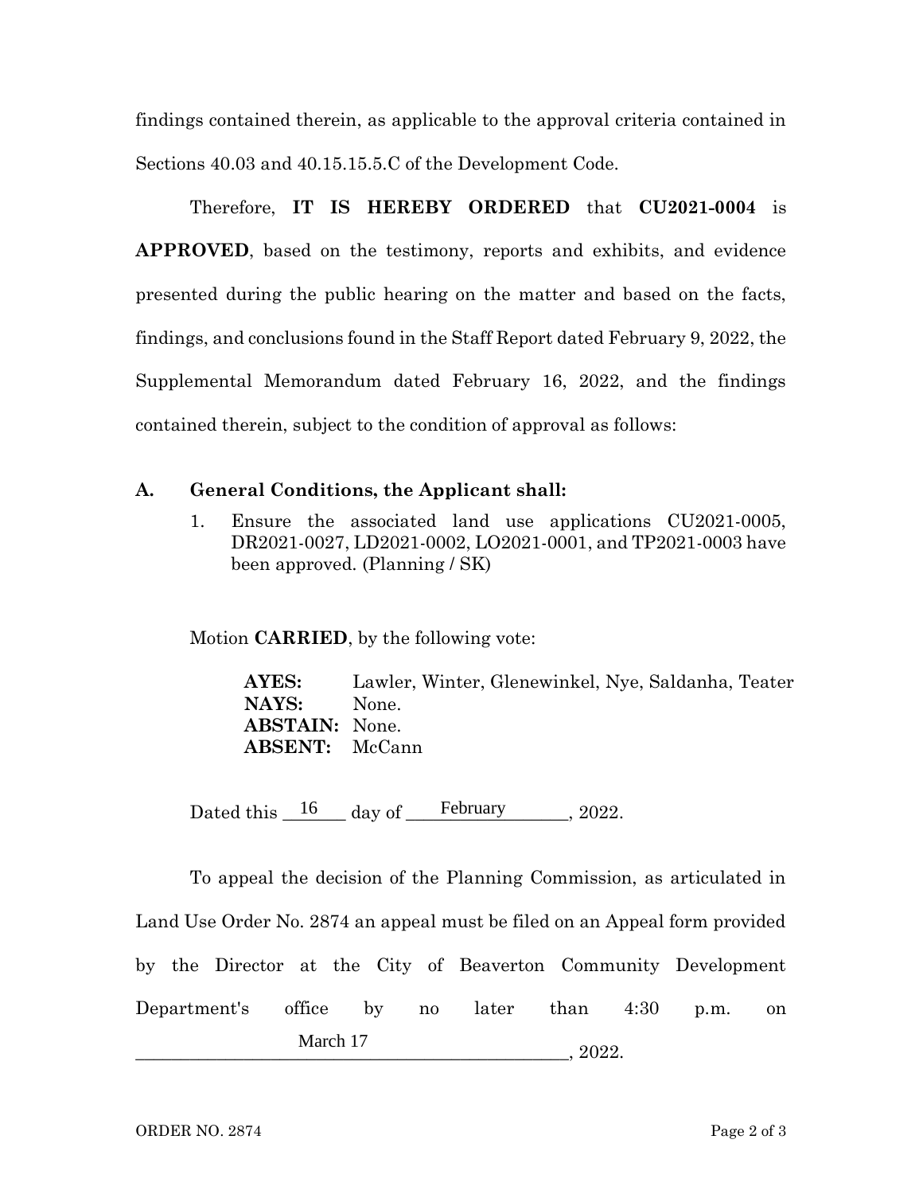findings contained therein, as applicable to the approval criteria contained in Sections 40.03 and 40.15.15.5.C of the Development Code.

Therefore, **IT IS HEREBY ORDERED** that **CU2021-0004** is **APPROVED**, based on the testimony, reports and exhibits, and evidence presented during the public hearing on the matter and based on the facts, findings, and conclusions found in the Staff Report dated February 9, 2022, the Supplemental Memorandum dated February 16, 2022, and the findings contained therein, subject to the condition of approval as follows:

**A. General Conditions, the Applicant shall:**

1. Ensure the associated land use applications CU2021-0005, DR2021-0027, LD2021-0002, LO2021-0001, and TP2021-0003 have been approved. (Planning / SK)

Motion **CARRIED**, by the following vote:

**AYES:** Lawler, Winter, Glenewinkel, Nye, Saldanha, Teater
**NAYS:** None.
**ABSTAIN:** None.
**ABSENT:** McCann

Dated this 16 day of February, 2022.

To appeal the decision of the Planning Commission, as articulated in Land Use Order No. 2874 an appeal must be filed on an Appeal form provided by the Director at the City of Beaverton Community Development Department's office by no later than 4:30 p.m. on March 17, 2022.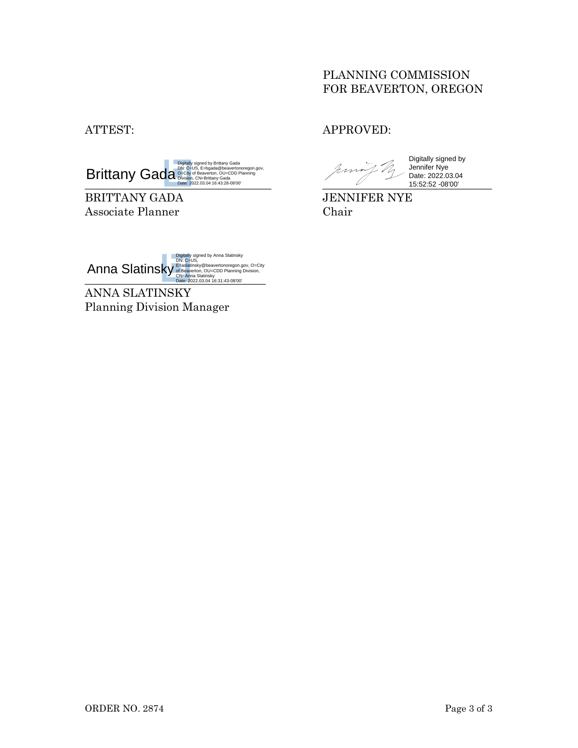PLANNING COMMISSION
FOR BEAVERTON, OREGON

ATTEST:

Brittany Gada Digitally signed by Brittany Gada DN: C=US, E=bgada@beavertonoregon.gov, O=City of Beaverton, OU=CDD Planning Division, CN=Brittany Gada Date: 2022.03.04 16:43:28-08'00'

BRITTANY GADA
Associate Planner

Anna Slatinsky Digitally signed by Anna Slatinsky DN: C=US, E=aslatinsky@beavertonoregon.gov, O=City of Beaverton, OU=CDD Planning Division, CN=Anna Slatinsky Date: 2022.03.04 16:31:43-08'00'

ANNA SLATINSKY
Planning Division Manager

APPROVED:

Digitally signed by Jennifer Nye Date: 2022.03.04 15:52:52 -08'00'

JENNIFER NYE
Chair

ORDER NO. 2874